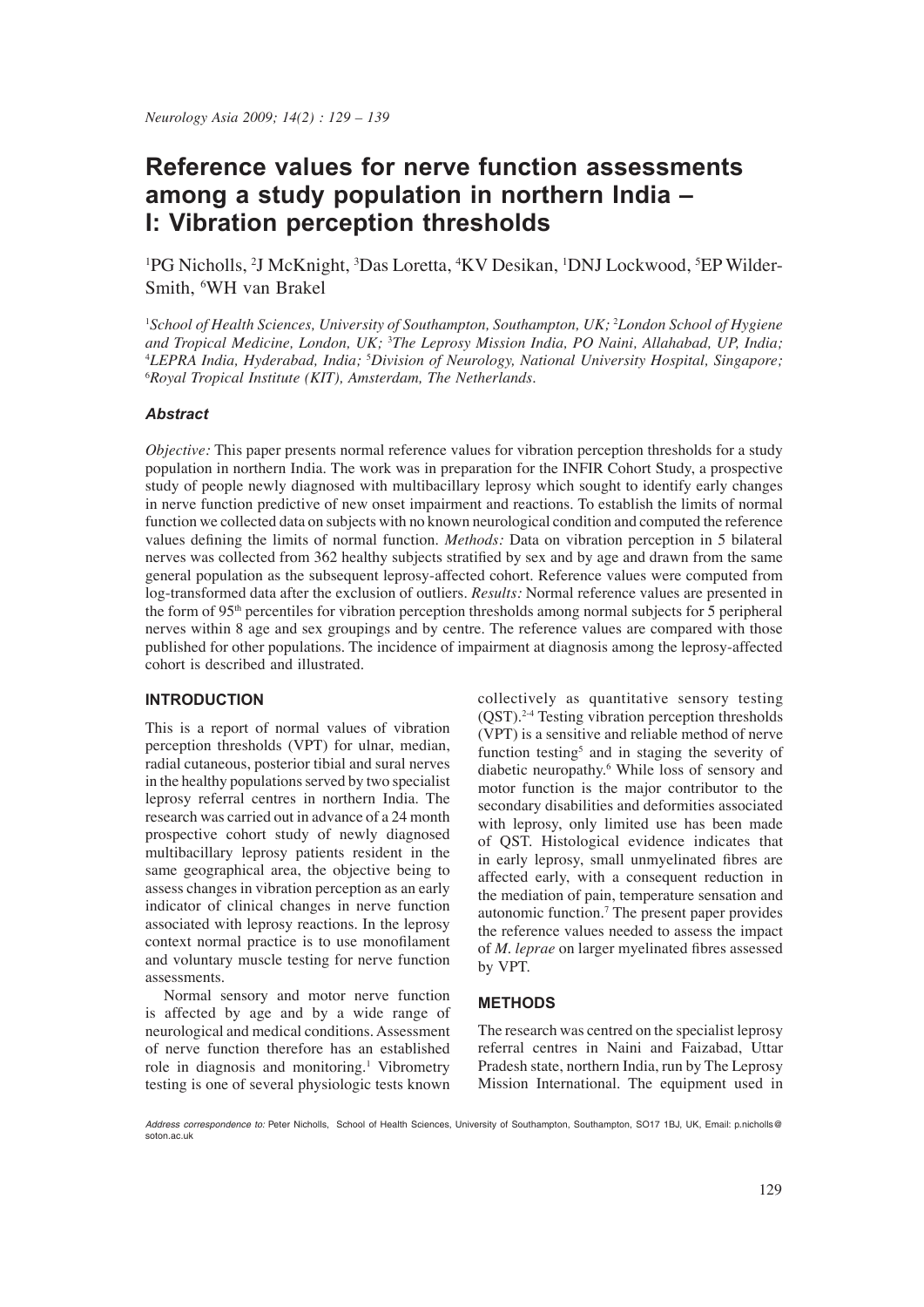# Reference values for nerve function assessments among a study population in northern India – I: Vibration perception thresholds

[1]PG Nicholls, [2]J McKnight, [3]Das Loretta, [4]KV Desikan, [1]DNJ Lockwood, [5]EP Wilder-Smith, [6]WH van Brakel

[1]*School of Health Sciences, University of Southampton, Southampton, UK;* [2]*London School of Hygiene and Tropical Medicine, London, UK;* [3]*The Leprosy Mission India, PO Naini, Allahabad, UP, India;* [4]*LEPRA India, Hyderabad, India;* [5]*Division of Neurology, National University Hospital, Singapore;* [6]*Royal Tropical Institute (KIT), Amsterdam, The Netherlands.*

### *Abstract*

*Objective:* This paper presents normal reference values for vibration perception thresholds for a study population in northern India. The work was in preparation for the INFIR Cohort Study, a prospective study of people newly diagnosed with multibacillary leprosy which sought to identify early changes in nerve function predictive of new onset impairment and reactions. To establish the limits of normal function we collected data on subjects with no known neurological condition and computed the reference values defining the limits of normal function. *Methods:* Data on vibration perception in 5 bilateral nerves was collected from 362 healthy subjects stratified by sex and by age and drawn from the same general population as the subsequent leprosy-affected cohort. Reference values were computed from log-transformed data after the exclusion of outliers. *Results:* Normal reference values are presented in the form of 95th percentiles for vibration perception thresholds among normal subjects for 5 peripheral nerves within 8 age and sex groupings and by centre. The reference values are compared with those published for other populations. The incidence of impairment at diagnosis among the leprosy-affected cohort is described and illustrated.

## INTRODUCTION

This is a report of normal values of vibration perception thresholds (VPT) for ulnar, median, radial cutaneous, posterior tibial and sural nerves in the healthy populations served by two specialist leprosy referral centres in northern India. The research was carried out in advance of a 24 month prospective cohort study of newly diagnosed multibacillary leprosy patients resident in the same geographical area, the objective being to assess changes in vibration perception as an early indicator of clinical changes in nerve function associated with leprosy reactions. In the leprosy context normal practice is to use monofilament and voluntary muscle testing for nerve function assessments.

Normal sensory and motor nerve function is affected by age and by a wide range of neurological and medical conditions. Assessment of nerve function therefore has an established role in diagnosis and monitoring.[1] Vibrometry testing is one of several physiologic tests known collectively as quantitative sensory testing (QST).[2-4] Testing vibration perception thresholds (VPT) is a sensitive and reliable method of nerve function testing[5] and in staging the severity of diabetic neuropathy.[6] While loss of sensory and motor function is the major contributor to the secondary disabilities and deformities associated with leprosy, only limited use has been made of QST. Histological evidence indicates that in early leprosy, small unmyelinated fibres are affected early, with a consequent reduction in the mediation of pain, temperature sensation and autonomic function.[7] The present paper provides the reference values needed to assess the impact of *M. leprae* on larger myelinated fibres assessed by VPT.

## METHODS

The research was centred on the specialist leprosy referral centres in Naini and Faizabad, Uttar Pradesh state, northern India, run by The Leprosy Mission International. The equipment used in

*Address correspondence to:* Peter Nicholls, School of Health Sciences, University of Southampton, Southampton, SO17 1BJ, UK, Email: p.nicholls@soton.ac.uk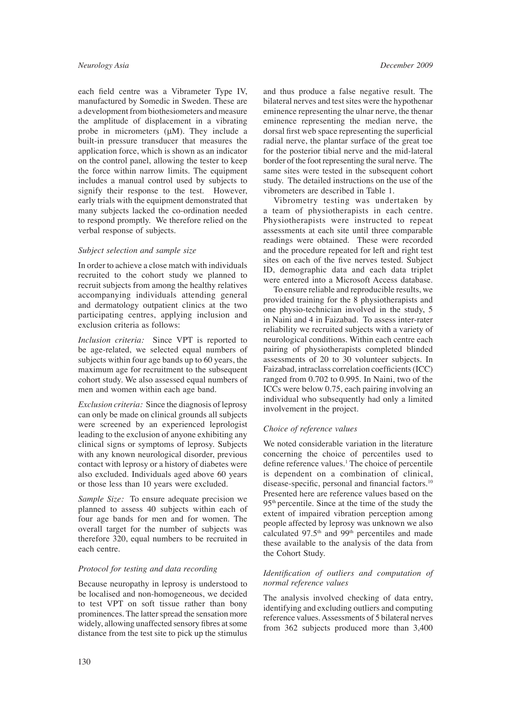each field centre was a Vibrameter Type IV, manufactured by Somedic in Sweden. These are a development from biothesiometers and measure the amplitude of displacement in a vibrating probe in micrometers (µM). They include a built-in pressure transducer that measures the application force, which is shown as an indicator on the control panel, allowing the tester to keep the force within narrow limits. The equipment includes a manual control used by subjects to signify their response to the test. However, early trials with the equipment demonstrated that many subjects lacked the co-ordination needed to respond promptly. We therefore relied on the verbal response of subjects.

*Subject selection and sample size*

In order to achieve a close match with individuals recruited to the cohort study we planned to recruit subjects from among the healthy relatives accompanying individuals attending general and dermatology outpatient clinics at the two participating centres, applying inclusion and exclusion criteria as follows:

*Inclusion criteria:* Since VPT is reported to be age-related, we selected equal numbers of subjects within four age bands up to 60 years, the maximum age for recruitment to the subsequent cohort study. We also assessed equal numbers of men and women within each age band.

*Exclusion criteria:* Since the diagnosis of leprosy can only be made on clinical grounds all subjects were screened by an experienced leprologist leading to the exclusion of anyone exhibiting any clinical signs or symptoms of leprosy. Subjects with any known neurological disorder, previous contact with leprosy or a history of diabetes were also excluded. Individuals aged above 60 years or those less than 10 years were excluded.

*Sample Size:* To ensure adequate precision we planned to assess 40 subjects within each of four age bands for men and for women. The overall target for the number of subjects was therefore 320, equal numbers to be recruited in each centre.

*Protocol for testing and data recording*

Because neuropathy in leprosy is understood to be localised and non-homogeneous, we decided to test VPT on soft tissue rather than bony prominences. The latter spread the sensation more widely, allowing unaffected sensory fibres at some distance from the test site to pick up the stimulus and thus produce a false negative result. The bilateral nerves and test sites were the hypothenar eminence representing the ulnar nerve, the thenar eminence representing the median nerve, the dorsal first web space representing the superficial radial nerve, the plantar surface of the great toe for the posterior tibial nerve and the mid-lateral border of the foot representing the sural nerve. The same sites were tested in the subsequent cohort study. The detailed instructions on the use of the vibrometers are described in Table 1.

Vibrometry testing was undertaken by a team of physiotherapists in each centre. Physiotherapists were instructed to repeat assessments at each site until three comparable readings were obtained. These were recorded and the procedure repeated for left and right test sites on each of the five nerves tested. Subject ID, demographic data and each data triplet were entered into a Microsoft Access database.

To ensure reliable and reproducible results, we provided training for the 8 physiotherapists and one physio-technician involved in the study, 5 in Naini and 4 in Faizabad. To assess inter-rater reliability we recruited subjects with a variety of neurological conditions. Within each centre each pairing of physiotherapists completed blinded assessments of 20 to 30 volunteer subjects. In Faizabad, intraclass correlation coefficients (ICC) ranged from 0.702 to 0.995. In Naini, two of the ICCs were below 0.75, each pairing involving an individual who subsequently had only a limited involvement in the project.

*Choice of reference values*

We noted considerable variation in the literature concerning the choice of percentiles used to define reference values.[1] The choice of percentile is dependent on a combination of clinical, disease-specific, personal and financial factors.[10] Presented here are reference values based on the 95th percentile. Since at the time of the study the extent of impaired vibration perception among people affected by leprosy was unknown we also calculated 97.5th and 99th percentiles and made these available to the analysis of the data from the Cohort Study.

*Identification of outliers and computation of normal reference values*

The analysis involved checking of data entry, identifying and excluding outliers and computing reference values. Assessments of 5 bilateral nerves from 362 subjects produced more than 3,400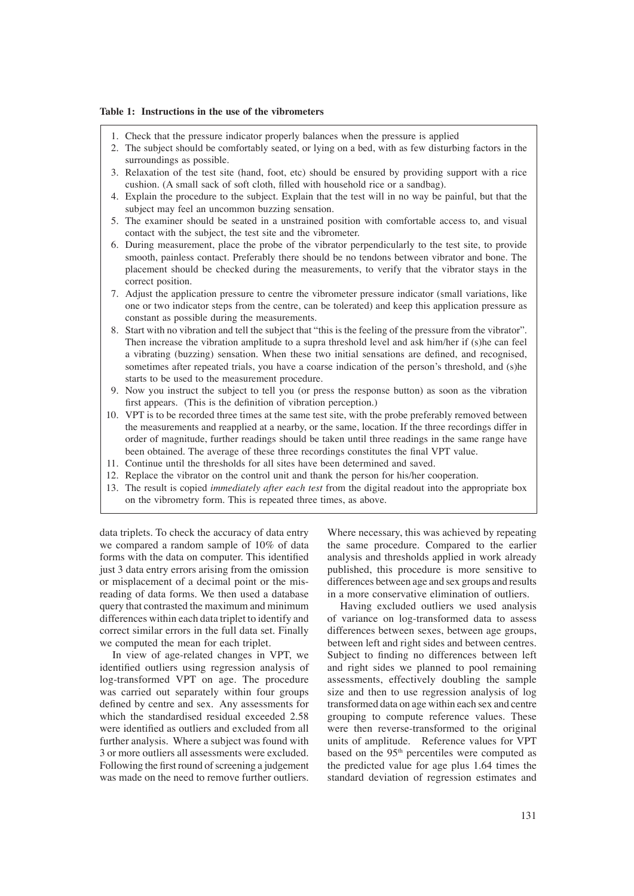**Table 1: Instructions in the use of the vibrometers**

1. Check that the pressure indicator properly balances when the pressure is applied
2. The subject should be comfortably seated, or lying on a bed, with as few disturbing factors in the surroundings as possible.
3. Relaxation of the test site (hand, foot, etc) should be ensured by providing support with a rice cushion. (A small sack of soft cloth, filled with household rice or a sandbag).
4. Explain the procedure to the subject. Explain that the test will in no way be painful, but that the subject may feel an uncommon buzzing sensation.
5. The examiner should be seated in a unstrained position with comfortable access to, and visual contact with the subject, the test site and the vibrometer.
6. During measurement, place the probe of the vibrator perpendicularly to the test site, to provide smooth, painless contact. Preferably there should be no tendons between vibrator and bone. The placement should be checked during the measurements, to verify that the vibrator stays in the correct position.
7. Adjust the application pressure to centre the vibrometer pressure indicator (small variations, like one or two indicator steps from the centre, can be tolerated) and keep this application pressure as constant as possible during the measurements.
8. Start with no vibration and tell the subject that "this is the feeling of the pressure from the vibrator". Then increase the vibration amplitude to a supra threshold level and ask him/her if (s)he can feel a vibrating (buzzing) sensation. When these two initial sensations are defined, and recognised, sometimes after repeated trials, you have a coarse indication of the person's threshold, and (s)he starts to be used to the measurement procedure.
9. Now you instruct the subject to tell you (or press the response button) as soon as the vibration first appears. (This is the definition of vibration perception.)
10. VPT is to be recorded three times at the same test site, with the probe preferably removed between the measurements and reapplied at a nearby, or the same, location. If the three recordings differ in order of magnitude, further readings should be taken until three readings in the same range have been obtained. The average of these three recordings constitutes the final VPT value.
11. Continue until the thresholds for all sites have been determined and saved.
12. Replace the vibrator on the control unit and thank the person for his/her cooperation.
13. The result is copied *immediately after each test* from the digital readout into the appropriate box on the vibrometry form. This is repeated three times, as above.

data triplets. To check the accuracy of data entry we compared a random sample of 10% of data forms with the data on computer. This identified just 3 data entry errors arising from the omission or misplacement of a decimal point or the misreading of data forms. We then used a database query that contrasted the maximum and minimum differences within each data triplet to identify and correct similar errors in the full data set. Finally we computed the mean for each triplet.

In view of age-related changes in VPT, we identified outliers using regression analysis of log-transformed VPT on age. The procedure was carried out separately within four groups defined by centre and sex. Any assessments for which the standardised residual exceeded 2.58 were identified as outliers and excluded from all further analysis. Where a subject was found with 3 or more outliers all assessments were excluded. Following the first round of screening a judgement was made on the need to remove further outliers. Where necessary, this was achieved by repeating the same procedure. Compared to the earlier analysis and thresholds applied in work already published, this procedure is more sensitive to differences between age and sex groups and results in a more conservative elimination of outliers.

Having excluded outliers we used analysis of variance on log-transformed data to assess differences between sexes, between age groups, between left and right sides and between centres. Subject to finding no differences between left and right sides we planned to pool remaining assessments, effectively doubling the sample size and then to use regression analysis of log transformed data on age within each sex and centre grouping to compute reference values. These were then reverse-transformed to the original units of amplitude. Reference values for VPT based on the 95th percentiles were computed as the predicted value for age plus 1.64 times the standard deviation of regression estimates and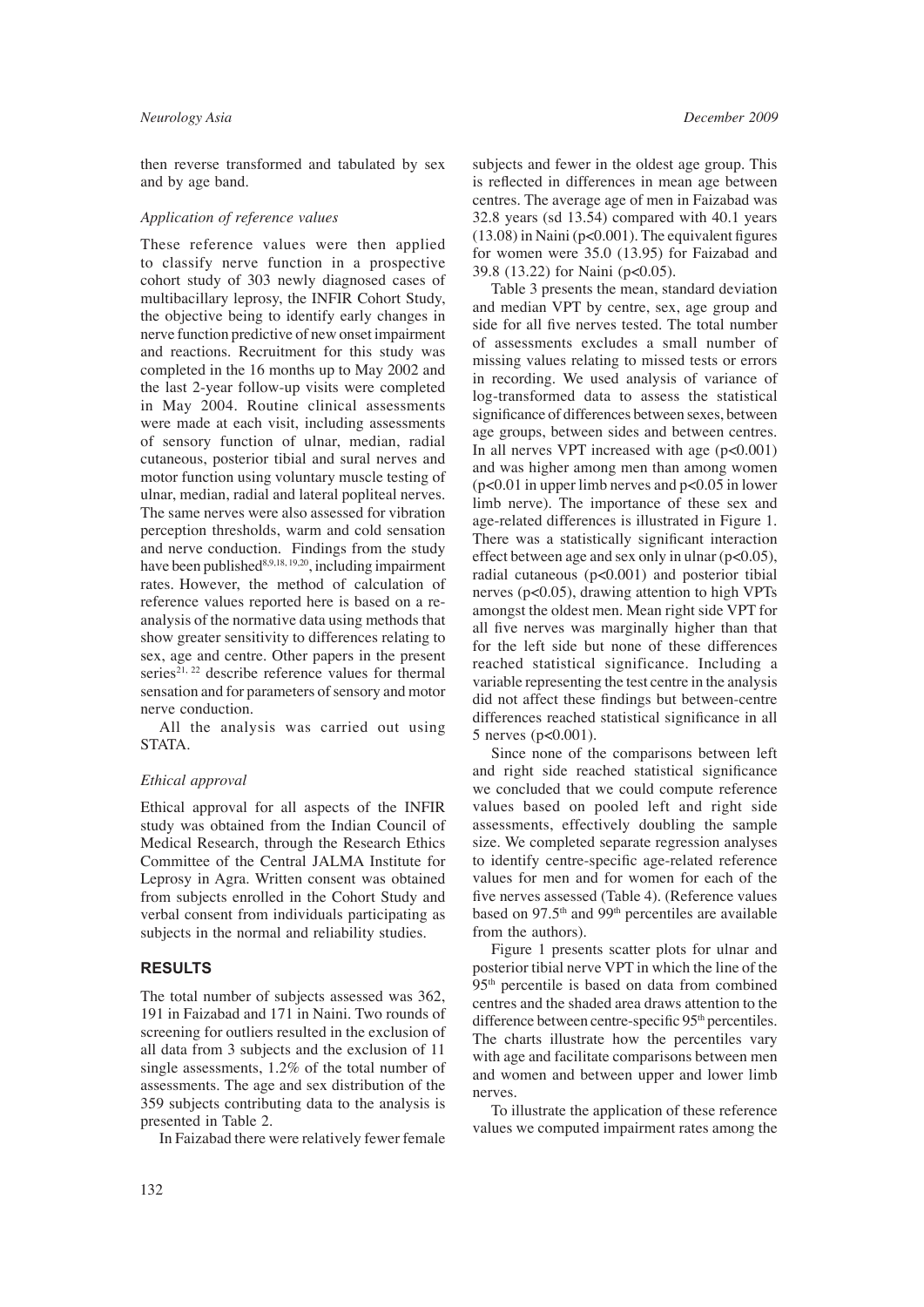then reverse transformed and tabulated by sex and by age band.

### *Application of reference values*

These reference values were then applied to classify nerve function in a prospective cohort study of 303 newly diagnosed cases of multibacillary leprosy, the INFIR Cohort Study, the objective being to identify early changes in nerve function predictive of new onset impairment and reactions. Recruitment for this study was completed in the 16 months up to May 2002 and the last 2-year follow-up visits were completed in May 2004. Routine clinical assessments were made at each visit, including assessments of sensory function of ulnar, median, radial cutaneous, posterior tibial and sural nerves and motor function using voluntary muscle testing of ulnar, median, radial and lateral popliteal nerves. The same nerves were also assessed for vibration perception thresholds, warm and cold sensation and nerve conduction. Findings from the study have been published[8,9,18,19,20], including impairment rates. However, the method of calculation of reference values reported here is based on a re-analysis of the normative data using methods that show greater sensitivity to differences relating to sex, age and centre. Other papers in the present series[21,22] describe reference values for thermal sensation and for parameters of sensory and motor nerve conduction.

All the analysis was carried out using STATA.

### *Ethical approval*

Ethical approval for all aspects of the INFIR study was obtained from the Indian Council of Medical Research, through the Research Ethics Committee of the Central JALMA Institute for Leprosy in Agra. Written consent was obtained from subjects enrolled in the Cohort Study and verbal consent from individuals participating as subjects in the normal and reliability studies.

## RESULTS

The total number of subjects assessed was 362, 191 in Faizabad and 171 in Naini. Two rounds of screening for outliers resulted in the exclusion of all data from 3 subjects and the exclusion of 11 single assessments, 1.2% of the total number of assessments. The age and sex distribution of the 359 subjects contributing data to the analysis is presented in Table 2.

In Faizabad there were relatively fewer female subjects and fewer in the oldest age group. This is reflected in differences in mean age between centres. The average age of men in Faizabad was 32.8 years (sd 13.54) compared with 40.1 years (13.08) in Naini ($p<0.001$). The equivalent figures for women were 35.0 (13.95) for Faizabad and 39.8 (13.22) for Naini ($p<0.05$).

Table 3 presents the mean, standard deviation and median VPT by centre, sex, age group and side for all five nerves tested. The total number of assessments excludes a small number of missing values relating to missed tests or errors in recording. We used analysis of variance of log-transformed data to assess the statistical significance of differences between sexes, between age groups, between sides and between centres. In all nerves VPT increased with age ($p<0.001$) and was higher among men than among women ($p<0.01$ in upper limb nerves and $p<0.05$ in lower limb nerve). The importance of these sex and age-related differences is illustrated in Figure 1. There was a statistically significant interaction effect between age and sex only in ulnar ($p<0.05$), radial cutaneous ($p<0.001$) and posterior tibial nerves ($p<0.05$), drawing attention to high VPTs amongst the oldest men. Mean right side VPT for all five nerves was marginally higher than that for the left side but none of these differences reached statistical significance. Including a variable representing the test centre in the analysis did not affect these findings but between-centre differences reached statistical significance in all 5 nerves ($p<0.001$).

Since none of the comparisons between left and right side reached statistical significance we concluded that we could compute reference values based on pooled left and right side assessments, effectively doubling the sample size. We completed separate regression analyses to identify centre-specific age-related reference values for men and for women for each of the five nerves assessed (Table 4). (Reference values based on 97.5th and 99th percentiles are available from the authors).

Figure 1 presents scatter plots for ulnar and posterior tibial nerve VPT in which the line of the 95th percentile is based on data from combined centres and the shaded area draws attention to the difference between centre-specific 95th percentiles. The charts illustrate how the percentiles vary with age and facilitate comparisons between men and women and between upper and lower limb nerves.

To illustrate the application of these reference values we computed impairment rates among the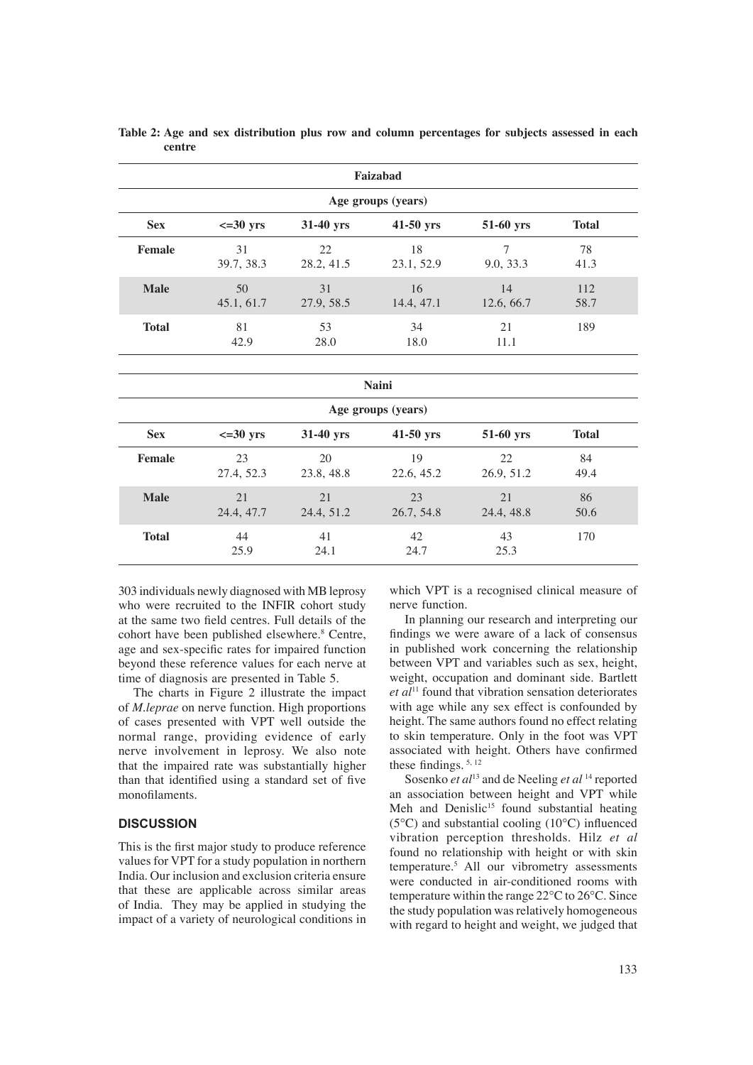**Table 2: Age and sex distribution plus row and column percentages for subjects assessed in each centre**

| Faizabad | | | | | |
|---|---|---|---|---|---|
| | Age groups (years) | | | | |
| **Sex** | **<=30 yrs** | **31-40 yrs** | **41-50 yrs** | **51-60 yrs** | **Total** |
| **Female** | 31<br>39.7, 38.3 | 22<br>28.2, 41.5 | 18<br>23.1, 52.9 | 7<br>9.0, 33.3 | 78<br>41.3 |
| **Male** | 50<br>45.1, 61.7 | 31<br>27.9, 58.5 | 16<br>14.4, 47.1 | 14<br>12.6, 66.7 | 112<br>58.7 |
| **Total** | 81<br>42.9 | 53<br>28.0 | 34<br>18.0 | 21<br>11.1 | 189 |

| Naini | | | | | |
|---|---|---|---|---|---|
| | Age groups (years) | | | | |
| **Sex** | **<=30 yrs** | **31-40 yrs** | **41-50 yrs** | **51-60 yrs** | **Total** |
| **Female** | 23<br>27.4, 52.3 | 20<br>23.8, 48.8 | 19<br>22.6, 45.2 | 22<br>26.9, 51.2 | 84<br>49.4 |
| **Male** | 21<br>24.4, 47.7 | 21<br>24.4, 51.2 | 23<br>26.7, 54.8 | 21<br>24.4, 48.8 | 86<br>50.6 |
| **Total** | 44<br>25.9 | 41<br>24.1 | 42<br>24.7 | 43<br>25.3 | 170 |

303 individuals newly diagnosed with MB leprosy who were recruited to the INFIR cohort study at the same two field centres. Full details of the cohort have been published elsewhere.[8] Centre, age and sex-specific rates for impaired function beyond these reference values for each nerve at time of diagnosis are presented in Table 5.

The charts in Figure 2 illustrate the impact of *M.leprae* on nerve function. High proportions of cases presented with VPT well outside the normal range, providing evidence of early nerve involvement in leprosy. We also note that the impaired rate was substantially higher than that identified using a standard set of five monofilaments.

## DISCUSSION

This is the first major study to produce reference values for VPT for a study population in northern India. Our inclusion and exclusion criteria ensure that these are applicable across similar areas of India. They may be applied in studying the impact of a variety of neurological conditions in which VPT is a recognised clinical measure of nerve function.

In planning our research and interpreting our findings we were aware of a lack of consensus in published work concerning the relationship between VPT and variables such as sex, height, weight, occupation and dominant side. Bartlett *et al*[11] found that vibration sensation deteriorates with age while any sex effect is confounded by height. The same authors found no effect relating to skin temperature. Only in the foot was VPT associated with height. Others have confirmed these findings.[5, 12]

Sosenko *et al*[13] and de Neeling *et al*[14] reported an association between height and VPT while Meh and Denislic[15] found substantial heating (5°C) and substantial cooling (10°C) influenced vibration perception thresholds. Hilz *et al* found no relationship with height or with skin temperature.[5] All our vibrometry assessments were conducted in air-conditioned rooms with temperature within the range 22°C to 26°C. Since the study population was relatively homogeneous with regard to height and weight, we judged that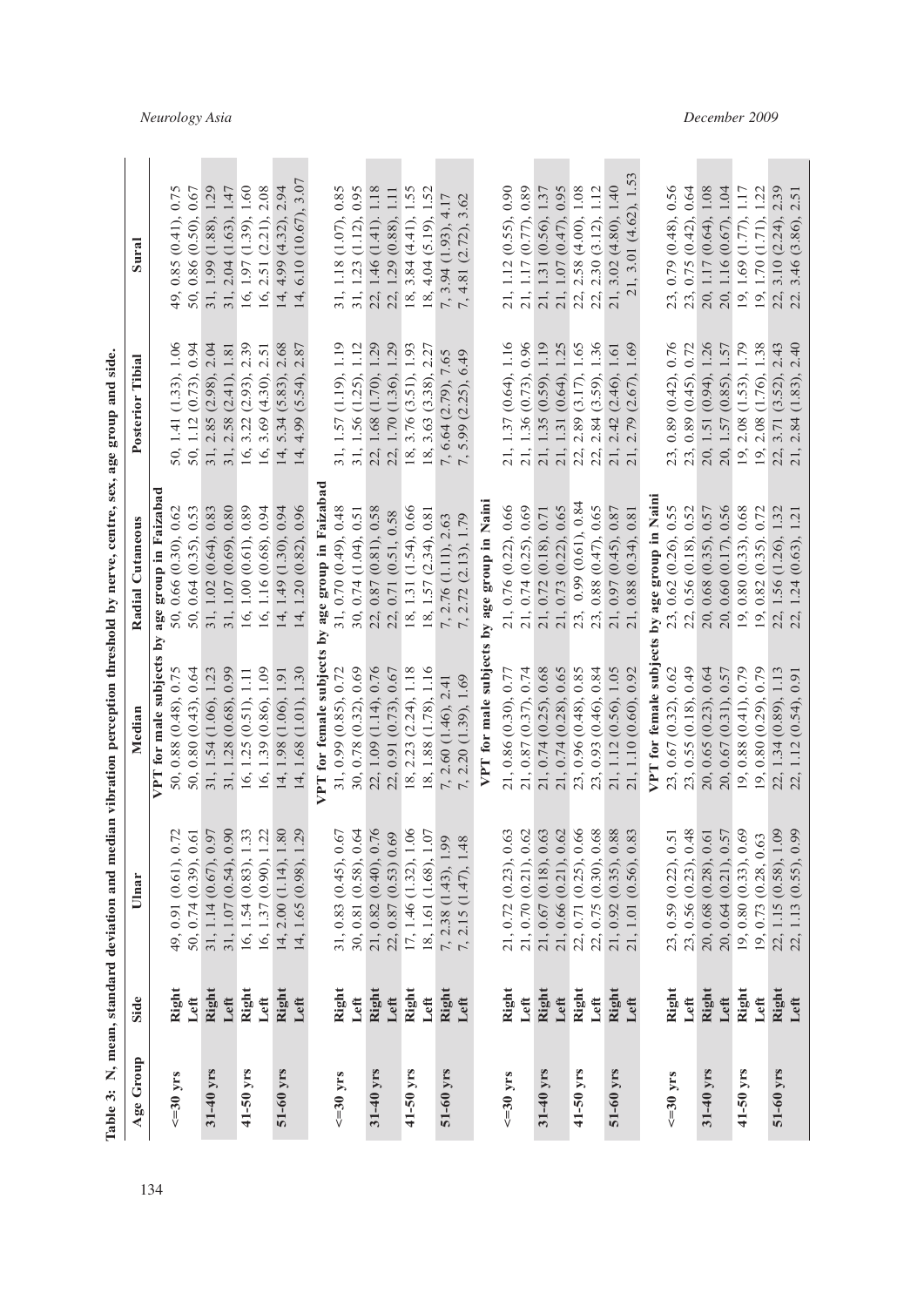**Table 3: N, mean, standard deviation and median vibration perception threshold by nerve, centre, sex, age group and side.**

| Age Group | Side | Ulnar | Median | Radial Cutaneous | Posterior Tibial | Sural |
|---|---|---|---|---|---|---|
| | | VPT for male subjects by age group in Faizabad | | | | |
| <=30 yrs | Right | 49, 0.91 (0.61), 0.72 | 50, 0.88 (0.48), 0.75 | 50, 0.66 (0.30), 0.62 | 50, 1.41 (1.33), 1.06 | 49, 0.85 (0.41), 0.75 |
| | Left | 50, 0.74 (0.39), 0.61 | 50, 0.80 (0.43), 0.64 | 50, 0.64 (0.35), 0.53 | 50, 1.12 (0.73), 0.94 | 50, 0.86 (0.50), 0.67 |
| 31-40 yrs | Right | 31, 1.14 (0.67), 0.97 | 31, 1.54 (1.06), 1.23 | 31, 1.02 (0.64), 0.83 | 31, 2.85 (2.98), 2.04 | 31, 1.99 (1.88), 1.29 |
| | Left | 31, 1.07 (0.54), 0.90 | 31, 1.28 (0.68), 0.99 | 31, 1.07 (0.69), 0.80 | 31, 2.58 (2.41), 1.81 | 31, 2.04 (1.63), 1.47 |
| 41-50 yrs | Right | 16, 1.54 (0.83), 1.33 | 16, 1.25 (0.51), 1.11 | 16, 1.00 (0.61), 0.89 | 16, 3.22 (2.93), 2.39 | 16, 1.97 (1.39), 1.60 |
| | Left | 16, 1.37 (0.90), 1.22 | 16, 1.39 (0.86), 1.09 | 16, 1.16 (0.68), 0.94 | 16, 3.69 (4.30), 2.51 | 16, 2.51 (2.21), 2.08 |
| 51-60 yrs | Right | 14, 2.00 (1.14), 1.80 | 14, 1.98 (1.06), 1.91 | 14, 1.49 (1.30), 0.94 | 14, 5.34 (5.83), 2.68 | 14, 4.99 (4.32), 2.94 |
| | Left | 14, 1.65 (0.98), 1.29 | 14, 1.68 (1.01), 1.30 | 14, 1.20 (0.82), 0.96 | 14, 4.99 (5.54), 2.87 | 14, 6.10 (10.67), 3.07 |
| | | VPT for female subjects by age group in Faizabad | | | | |
| <=30 yrs | Right | 31, 0.83 (0.45), 0.67 | 31, 0.99 (0.85), 0.72 | 31, 0.70 (0.49), 0.48 | 31, 1.57 (1.19), 1.19 | 31, 1.18 (1.07), 0.85 |
| | Left | 30, 0.81 (0.58), 0.64 | 30, 0.78 (0.32), 0.69 | 30, 0.74 (1.04), 0.51 | 31, 1.56 (1.25), 1.12 | 31, 1.23 (1.12), 0.95 |
| 31-40 yrs | Right | 21, 0.82 (0.40), 0.76 | 22, 1.09 (1.14), 0.76 | 22, 0.87 (0.81), 0.58 | 22, 1.68 (1.70), 1.29 | 22, 1.46 (1.41), 1.18 |
| | Left | 22, 0.87 (0.53) 0.69 | 22, 0.91 (0.73), 0.67 | 22, 0.71 (0.51, 0.58 | 22, 1.70 (1.36), 1.29 | 22, 1.29 (0.88), 1.11 |
| 41-50 yrs | Right | 17, 1.46 (1.32), 1.06 | 18, 2.23 (2.24), 1.18 | 18, 1.31 (1.54), 0.66 | 18, 3.76 (3.51), 1.93 | 18, 3.84 (4.41), 1.55 |
| | Left | 18, 1.61 (1.68), 1.07 | 18, 1.88 (1.78), 1.16 | 18, 1.57 (2.34), 0.81 | 18, 3.63 (3.38), 2.27 | 18, 4.04 (5.19), 1.52 |
| 51-60 yrs | Right | 7, 2.38 (1.43), 1.99 | 7, 2.60 (1.46), 2.41 | 7, 2.76 (1.11), 2.63 | 7, 6.64 (2.79), 7.65 | 7, 3.94 (1.93), 4.17 |
| | Left | 7, 2.15 (1.47), 1.48 | 7, 2.20 (1.39), 1.69 | 7, 2.72 (2.13), 1.79 | 7, 5.99 (2.25), 6.49 | 7, 4.81 (2.72), 3.62 |
| | | VPT for male subjects by age group in Naini | | | | |
| <=30 yrs | Right | 21, 0.72 (0.23), 0.63 | 21, 0.86 (0.30), 0.77 | 21, 0.76 (0.22), 0.66 | 21, 1.37 (0.64), 1.16 | 21, 1.12 (0.55), 0.90 |
| | Left | 21, 0.70 (0.21), 0.62 | 21, 0.87 (0.37), 0.74 | 21, 0.74 (0.25), 0.69 | 21, 1.36 (0.73), 0.96 | 21, 1.17 (0.77), 0.89 |
| 31-40 yrs | Right | 21, 0.67 (0.18), 0.63 | 21, 0.74 (0.25), 0.68 | 21, 0.72 (0.18), 0.71 | 21, 1.35 (0.59), 1.19 | 21, 1.31 (0.56), 1.37 |
| | Left | 21, 0.66 (0.21), 0.62 | 21, 0.74 (0.28), 0.65 | 21, 0.73 (0.22), 0.65 | 21, 1.31 (0.64), 1.25 | 21, 1.07 (0.47), 0.95 |
| 41-50 yrs | Right | 22, 0.71 (0.25), 0.66 | 23, 0.96 (0.48), 0.85 | 23, 0.99 (0.61), 0.84 | 22, 2.89 (3.17), 1.65 | 22, 2.58 (4.00), 1.08 |
| | Left | 22, 0.75 (0.30), 0.68 | 23, 0.93 (0.46), 0.84 | 23, 0.88 (0.47), 0.65 | 22, 2.84 (3.59), 1.36 | 22, 2.30 (3.12), 1.12 |
| 51-60 yrs | Right | 21, 0.92 (0.35), 0.88 | 21, 1.12 (0.56), 1.05 | 21, 0.97 (0.45), 0.87 | 21, 2.42 (2.46), 1.61 | 21, 3.02 (4.80), 1.40 |
| | Left | 21, 1.01 (0.56), 0.83 | 21, 1.10 (0.60), 0.92 | 21, 0.88 (0.34), 0.81 | 21, 2.79 (2.67), 1.69 | 21, 3.01 (4.62), 1.53 |
| | | VPT for female subjects by age group in Naini | | | | |
| <=30 yrs | Right | 23, 0.59 (0.22), 0.51 | 23, 0.67 (0.32), 0.62 | 23, 0.62 (0.26), 0.55 | 23, 0.89 (0.42), 0.76 | 23, 0.79 (0.48), 0.56 |
| | Left | 23, 0.56 (0.23), 0.48 | 23, 0.55 (0.18), 0.49 | 22, 0.56 (0.18), 0.52 | 23, 0.89 (0.45), 0.72 | 23, 0.75 (0.42), 0.64 |
| 31-40 yrs | Right | 20, 0.68 (0.28), 0.61 | 20, 0.65 (0.23), 0.64 | 20, 0.68 (0.35), 0.57 | 20, 1.51 (0.94), 1.26 | 20, 1.17 (0.64), 1.08 |
| | Left | 20, 0.64 (0.21), 0.57 | 20, 0.67 (0.31), 0.57 | 20, 0.60 (0.17), 0.56 | 20, 1.57 (0.85), 1.57 | 20, 1.16 (0.67), 1.04 |
| 41-50 yrs | Right | 19, 0.80 (0.33), 0.69 | 19, 0.88 (0.41), 0.79 | 19, 0.80 (0.33), 0.68 | 19, 2.08 (1.53), 1.79 | 19, 1.69 (1.77), 1.17 |
| | Left | 19, 0.73 (0.28, 0.63 | 19, 0.80 (0.29), 0.79 | 19, 0.82 (0.35), 0.72 | 19, 2.08 (1.76), 1.38 | 19, 1.70 (1.71), 1.22 |
| 51-60 yrs | Right | 22, 1.15 (0.58), 1.09 | 22, 1.34 (0.89), 1.13 | 22, 1.56 (1.26), 1.32 | 22, 3.71 (3.52), 2.43 | 22, 3.10 (2.24), 2.39 |
| | Left | 22, 1.13 (0.55), 0.99 | 22, 1.12 (0.54), 0.91 | 22, 1.24 (0.63), 1.21 | 21, 2.84 (1.83), 2.40 | 22, 3.46 (3.86), 2.51 |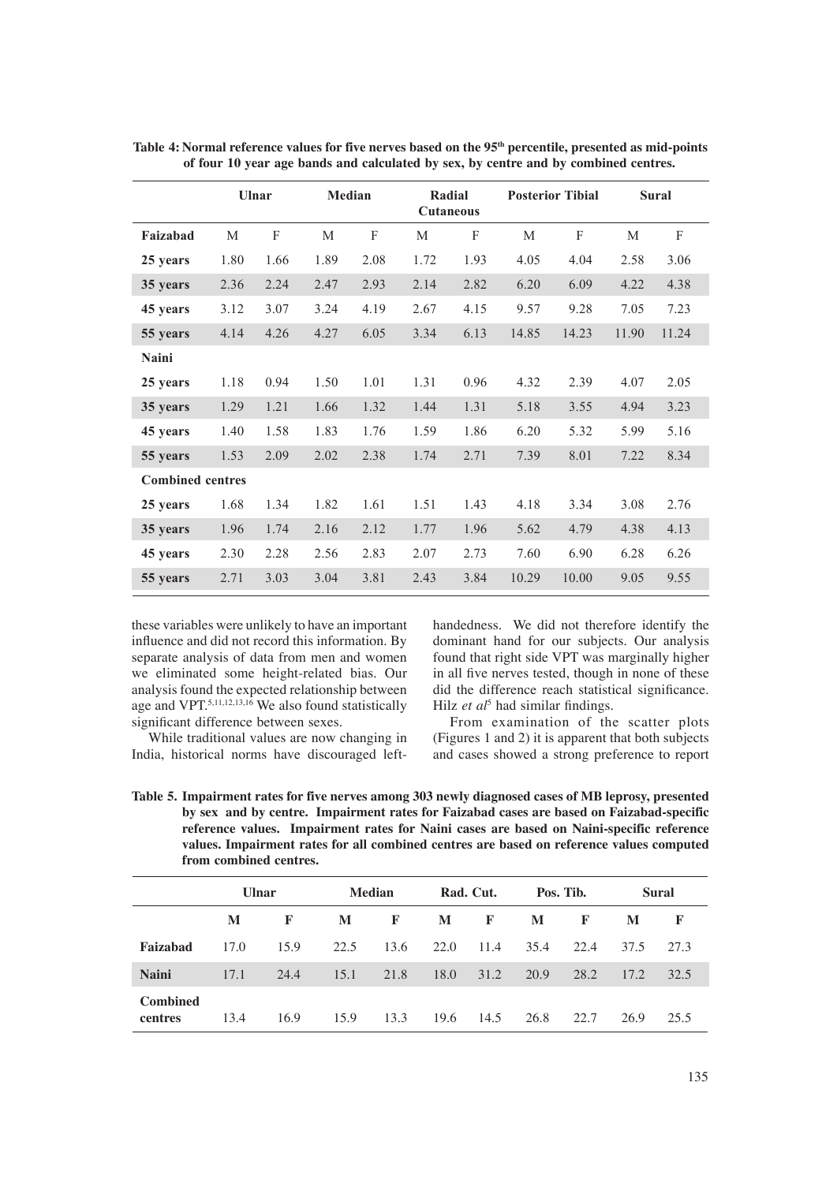**Table 4: Normal reference values for five nerves based on the 95th percentile, presented as mid-points of four 10 year age bands and calculated by sex, by centre and by combined centres.**

| | Ulnar | | Median | | Radial Cutaneous | | Posterior Tibial | | Sural | |
|---|---|---|---|---|---|---|---|---|---|---|
| **Faizabad** | M | F | M | F | M | F | M | F | M | F |
| **25 years** | 1.80 | 1.66 | 1.89 | 2.08 | 1.72 | 1.93 | 4.05 | 4.04 | 2.58 | 3.06 |
| **35 years** | 2.36 | 2.24 | 2.47 | 2.93 | 2.14 | 2.82 | 6.20 | 6.09 | 4.22 | 4.38 |
| **45 years** | 3.12 | 3.07 | 3.24 | 4.19 | 2.67 | 4.15 | 9.57 | 9.28 | 7.05 | 7.23 |
| **55 years** | 4.14 | 4.26 | 4.27 | 6.05 | 3.34 | 6.13 | 14.85 | 14.23 | 11.90 | 11.24 |
| **Naini** | | | | | | | | | | |
| **25 years** | 1.18 | 0.94 | 1.50 | 1.01 | 1.31 | 0.96 | 4.32 | 2.39 | 4.07 | 2.05 |
| **35 years** | 1.29 | 1.21 | 1.66 | 1.32 | 1.44 | 1.31 | 5.18 | 3.55 | 4.94 | 3.23 |
| **45 years** | 1.40 | 1.58 | 1.83 | 1.76 | 1.59 | 1.86 | 6.20 | 5.32 | 5.99 | 5.16 |
| **55 years** | 1.53 | 2.09 | 2.02 | 2.38 | 1.74 | 2.71 | 7.39 | 8.01 | 7.22 | 8.34 |
| **Combined centres** | | | | | | | | | | |
| **25 years** | 1.68 | 1.34 | 1.82 | 1.61 | 1.51 | 1.43 | 4.18 | 3.34 | 3.08 | 2.76 |
| **35 years** | 1.96 | 1.74 | 2.16 | 2.12 | 1.77 | 1.96 | 5.62 | 4.79 | 4.38 | 4.13 |
| **45 years** | 2.30 | 2.28 | 2.56 | 2.83 | 2.07 | 2.73 | 7.60 | 6.90 | 6.28 | 6.26 |
| **55 years** | 2.71 | 3.03 | 3.04 | 3.81 | 2.43 | 3.84 | 10.29 | 10.00 | 9.05 | 9.55 |

these variables were unlikely to have an important influence and did not record this information. By separate analysis of data from men and women we eliminated some height-related bias. Our analysis found the expected relationship between age and VPT.[5,11,12,13,16] We also found statistically significant difference between sexes.

While traditional values are now changing in India, historical norms have discouraged left-handedness. We did not therefore identify the dominant hand for our subjects. Our analysis found that right side VPT was marginally higher in all five nerves tested, though in none of these did the difference reach statistical significance. Hilz *et al*[5] had similar findings.

From examination of the scatter plots (Figures 1 and 2) it is apparent that both subjects and cases showed a strong preference to report

**Table 5. Impairment rates for five nerves among 303 newly diagnosed cases of MB leprosy, presented by sex and by centre. Impairment rates for Faizabad cases are based on Faizabad-specific reference values. Impairment rates for Naini cases are based on Naini-specific reference values. Impairment rates for all combined centres are based on reference values computed from combined centres.**

| | Ulnar | | Median | | Rad. Cut. | | Pos. Tib. | | Sural | |
|---|---|---|---|---|---|---|---|---|---|---|
| | **M** | **F** | **M** | **F** | **M** | **F** | **M** | **F** | **M** | **F** |
| **Faizabad** | 17.0 | 15.9 | 22.5 | 13.6 | 22.0 | 11.4 | 35.4 | 22.4 | 37.5 | 27.3 |
| **Naini** | 17.1 | 24.4 | 15.1 | 21.8 | 18.0 | 31.2 | 20.9 | 28.2 | 17.2 | 32.5 |
| **Combined centres** | 13.4 | 16.9 | 15.9 | 13.3 | 19.6 | 14.5 | 26.8 | 22.7 | 26.9 | 25.5 |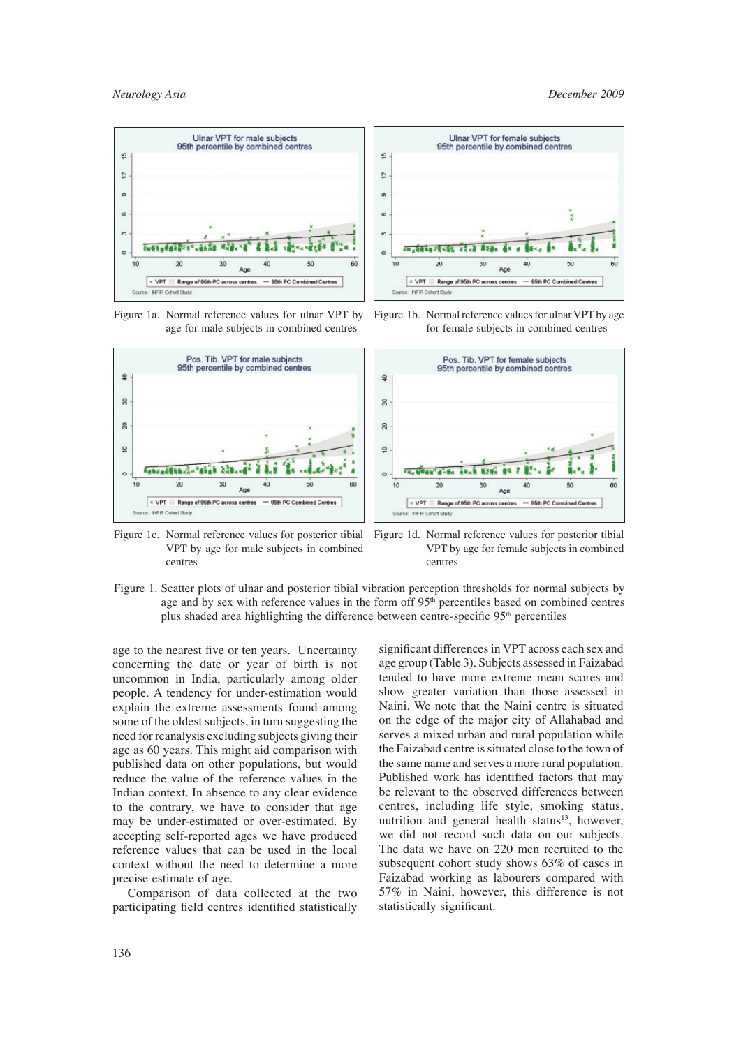Figure 1a. Normal reference values for ulnar VPT by age for male subjects in combined centres

Figure 1b. Normal reference values for ulnar VPT by age for female subjects in combined centres

Figure 1c. Normal reference values for posterior tibial VPT by age for male subjects in combined centres

Figure 1d. Normal reference values for posterior tibial VPT by age for female subjects in combined centres

Figure 1. Scatter plots of ulnar and posterior tibial vibration perception thresholds for normal subjects by age and by sex with reference values in the form off 95th percentiles based on combined centres plus shaded area highlighting the difference between centre-specific 95th percentiles

age to the nearest five or ten years. Uncertainty concerning the date or year of birth is not uncommon in India, particularly among older people. A tendency for under-estimation would explain the extreme assessments found among some of the oldest subjects, in turn suggesting the need for reanalysis excluding subjects giving their age as 60 years. This might aid comparison with published data on other populations, but would reduce the value of the reference values in the Indian context. In absence to any clear evidence to the contrary, we have to consider that age may be under-estimated or over-estimated. By accepting self-reported ages we have produced reference values that can be used in the local context without the need to determine a more precise estimate of age.

Comparison of data collected at the two participating field centres identified statistically significant differences in VPT across each sex and age group (Table 3). Subjects assessed in Faizabad tended to have more extreme mean scores and show greater variation than those assessed in Naini. We note that the Naini centre is situated on the edge of the major city of Allahabad and serves a mixed urban and rural population while the Faizabad centre is situated close to the town of the same name and serves a more rural population. Published work has identified factors that may be relevant to the observed differences between centres, including life style, smoking status, nutrition and general health status[13], however, we did not record such data on our subjects. The data we have on 220 men recruited to the subsequent cohort study shows 63% of cases in Faizabad working as labourers compared with 57% in Naini, however, this difference is not statistically significant.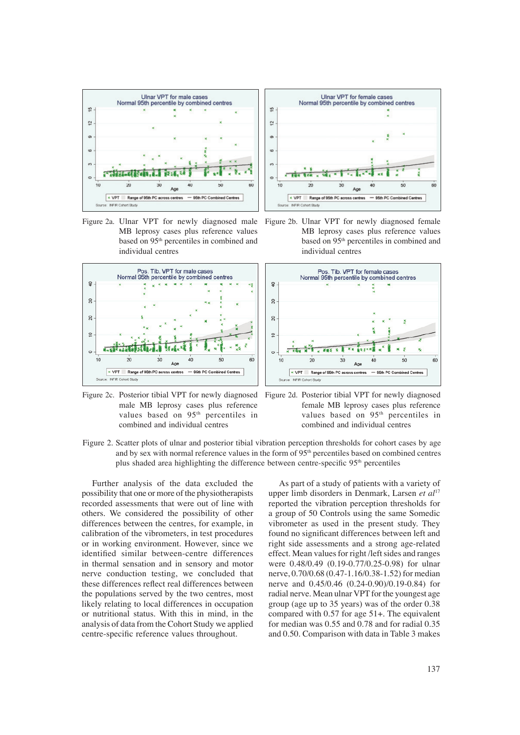Figure 2a. Ulnar VPT for newly diagnosed male MB leprosy cases plus reference values based on 95th percentiles in combined and individual centres

Figure 2b. Ulnar VPT for newly diagnosed female MB leprosy cases plus reference values based on 95th percentiles in combined and individual centres

Figure 2c. Posterior tibial VPT for newly diagnosed male MB leprosy cases plus reference values based on 95th percentiles in combined and individual centres

Figure 2d. Posterior tibial VPT for newly diagnosed female MB leprosy cases plus reference values based on 95th percentiles in combined and individual centres

Figure 2. Scatter plots of ulnar and posterior tibial vibration perception thresholds for cohort cases by age and by sex with normal reference values in the form of 95th percentiles based on combined centres plus shaded area highlighting the difference between centre-specific 95th percentiles

Further analysis of the data excluded the possibility that one or more of the physiotherapists recorded assessments that were out of line with others. We considered the possibility of other differences between the centres, for example, in calibration of the vibrometers, in test procedures or in working environment. However, since we identified similar between-centre differences in thermal sensation and in sensory and motor nerve conduction testing, we concluded that these differences reflect real differences between the populations served by the two centres, most likely relating to local differences in occupation or nutritional status. With this in mind, in the analysis of data from the Cohort Study we applied centre-specific reference values throughout.

As part of a study of patients with a variety of upper limb disorders in Denmark, Larsen *et al*[17] reported the vibration perception thresholds for a group of 50 Controls using the same Somedic vibrometer as used in the present study. They found no significant differences between left and right side assessments and a strong age-related effect. Mean values for right /left sides and ranges were 0.48/0.49 (0.19-0.77/0.25-0.98) for ulnar nerve, 0.70/0.68 (0.47-1.16/0.38-1.52) for median nerve and 0.45/0.46 (0.24-0.90)/0.19-0.84) for radial nerve. Mean ulnar VPT for the youngest age group (age up to 35 years) was of the order 0.38 compared with 0.57 for age 51+. The equivalent for median was 0.55 and 0.78 and for radial 0.35 and 0.50. Comparison with data in Table 3 makes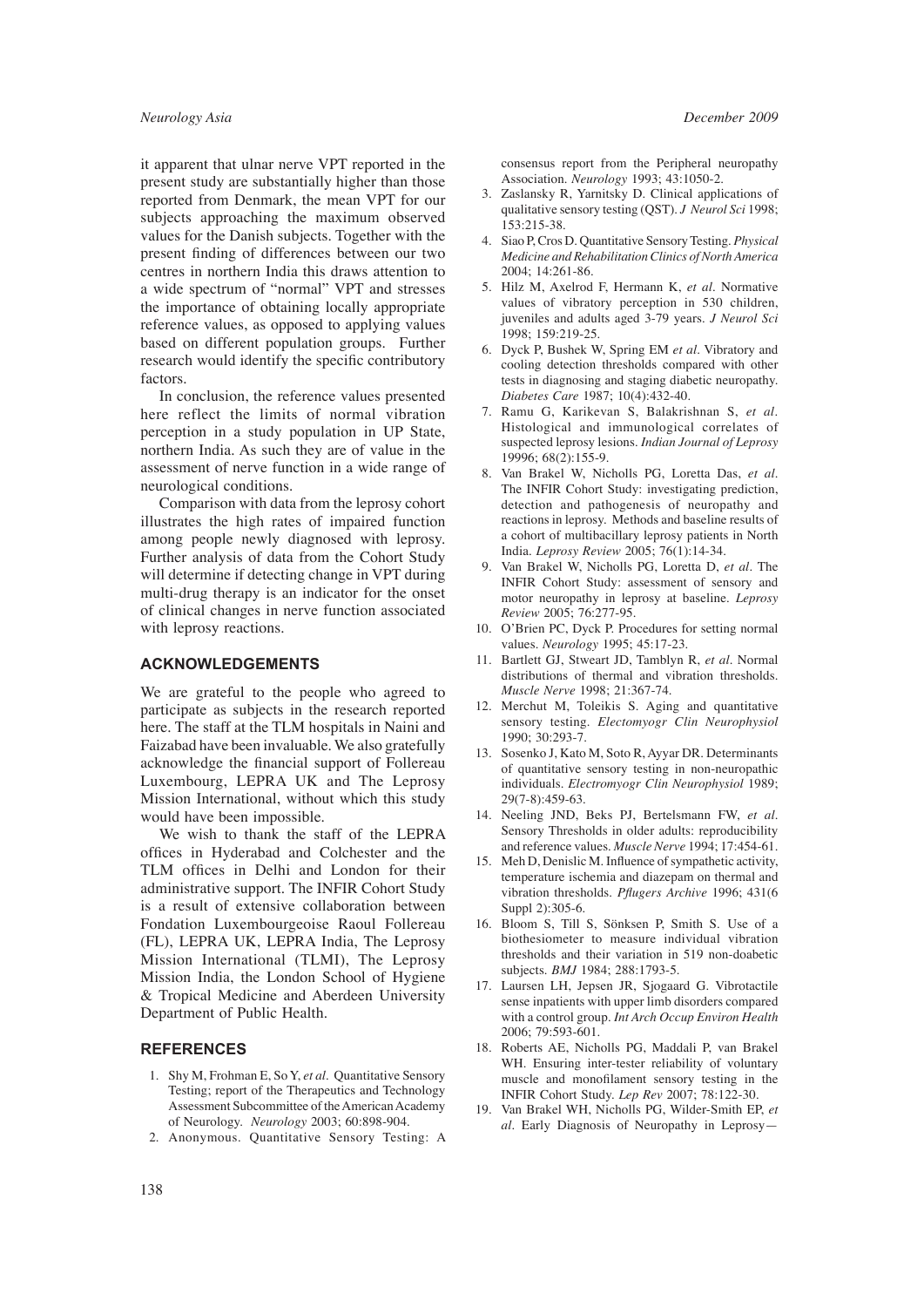it apparent that ulnar nerve VPT reported in the present study are substantially higher than those reported from Denmark, the mean VPT for our subjects approaching the maximum observed values for the Danish subjects. Together with the present finding of differences between our two centres in northern India this draws attention to a wide spectrum of "normal" VPT and stresses the importance of obtaining locally appropriate reference values, as opposed to applying values based on different population groups. Further research would identify the specific contributory factors.

In conclusion, the reference values presented here reflect the limits of normal vibration perception in a study population in UP State, northern India. As such they are of value in the assessment of nerve function in a wide range of neurological conditions.

Comparison with data from the leprosy cohort illustrates the high rates of impaired function among people newly diagnosed with leprosy. Further analysis of data from the Cohort Study will determine if detecting change in VPT during multi-drug therapy is an indicator for the onset of clinical changes in nerve function associated with leprosy reactions.

## ACKNOWLEDGEMENTS

We are grateful to the people who agreed to participate as subjects in the research reported here. The staff at the TLM hospitals in Naini and Faizabad have been invaluable. We also gratefully acknowledge the financial support of Follereau Luxembourg, LEPRA UK and The Leprosy Mission International, without which this study would have been impossible.

We wish to thank the staff of the LEPRA offices in Hyderabad and Colchester and the TLM offices in Delhi and London for their administrative support. The INFIR Cohort Study is a result of extensive collaboration between Fondation Luxembourgeoise Raoul Follereau (FL), LEPRA UK, LEPRA India, The Leprosy Mission International (TLMI), The Leprosy Mission India, the London School of Hygiene & Tropical Medicine and Aberdeen University Department of Public Health.

## REFERENCES

1. Shy M, Frohman E, So Y, *et al*. Quantitative Sensory Testing; report of the Therapeutics and Technology Assessment Subcommittee of the American Academy of Neurology. *Neurology* 2003; 60:898-904.
2. Anonymous. Quantitative Sensory Testing: A consensus report from the Peripheral neuropathy Association. *Neurology* 1993; 43:1050-2.
3. Zaslansky R, Yarnitsky D. Clinical applications of qualitative sensory testing (QST). *J Neurol Sci* 1998; 153:215-38.
4. Siao P, Cros D. Quantitative Sensory Testing. *Physical Medicine and Rehabilitation Clinics of North America* 2004; 14:261-86.
5. Hilz M, Axelrod F, Hermann K, *et al*. Normative values of vibratory perception in 530 children, juveniles and adults aged 3-79 years. *J Neurol Sci* 1998; 159:219-25.
6. Dyck P, Bushek W, Spring EM *et al*. Vibratory and cooling detection thresholds compared with other tests in diagnosing and staging diabetic neuropathy. *Diabetes Care* 1987; 10(4):432-40.
7. Ramu G, Karikevan S, Balakrishnan S, *et al*. Histological and immunological correlates of suspected leprosy lesions. *Indian Journal of Leprosy* 19996; 68(2):155-9.
8. Van Brakel W, Nicholls PG, Loretta Das, *et al*. The INFIR Cohort Study: investigating prediction, detection and pathogenesis of neuropathy and reactions in leprosy. Methods and baseline results of a cohort of multibacillary leprosy patients in North India. *Leprosy Review* 2005; 76(1):14-34.
9. Van Brakel W, Nicholls PG, Loretta D, *et al*. The INFIR Cohort Study: assessment of sensory and motor neuropathy in leprosy at baseline. *Leprosy Review* 2005; 76:277-95.
10. O'Brien PC, Dyck P. Procedures for setting normal values. *Neurology* 1995; 45:17-23.
11. Bartlett GJ, Stweart JD, Tamblyn R, *et al*. Normal distributions of thermal and vibration thresholds. *Muscle Nerve* 1998; 21:367-74.
12. Merchut M, Toleikis S. Aging and quantitative sensory testing. *Electomyogr Clin Neurophysiol* 1990; 30:293-7.
13. Sosenko J, Kato M, Soto R, Ayyar DR. Determinants of quantitative sensory testing in non-neuropathic individuals. *Electromyogr Clin Neurophysiol* 1989; 29(7-8):459-63.
14. Neeling JND, Beks PJ, Bertelsmann FW, *et al*. Sensory Thresholds in older adults: reproducibility and reference values. *Muscle Nerve* 1994; 17:454-61.
15. Meh D, Denislic M. Influence of sympathetic activity, temperature ischemia and diazepam on thermal and vibration thresholds. *Pflugers Archive* 1996; 431(6 Suppl 2):305-6.
16. Bloom S, Till S, Sönksen P, Smith S. Use of a biothesiometer to measure individual vibration thresholds and their variation in 519 non-doabetic subjects. *BMJ* 1984; 288:1793-5.
17. Laursen LH, Jepsen JR, Sjogaard G. Vibrotactile sense inpatients with upper limb disorders compared with a control group. *Int Arch Occup Environ Health* 2006; 79:593-601.
18. Roberts AE, Nicholls PG, Maddali P, van Brakel WH. Ensuring inter-tester reliability of voluntary muscle and monofilament sensory testing in the INFIR Cohort Study. *Lep Rev* 2007; 78:122-30.
19. Van Brakel WH, Nicholls PG, Wilder-Smith EP, *et al*. Early Diagnosis of Neuropathy in Leprosy—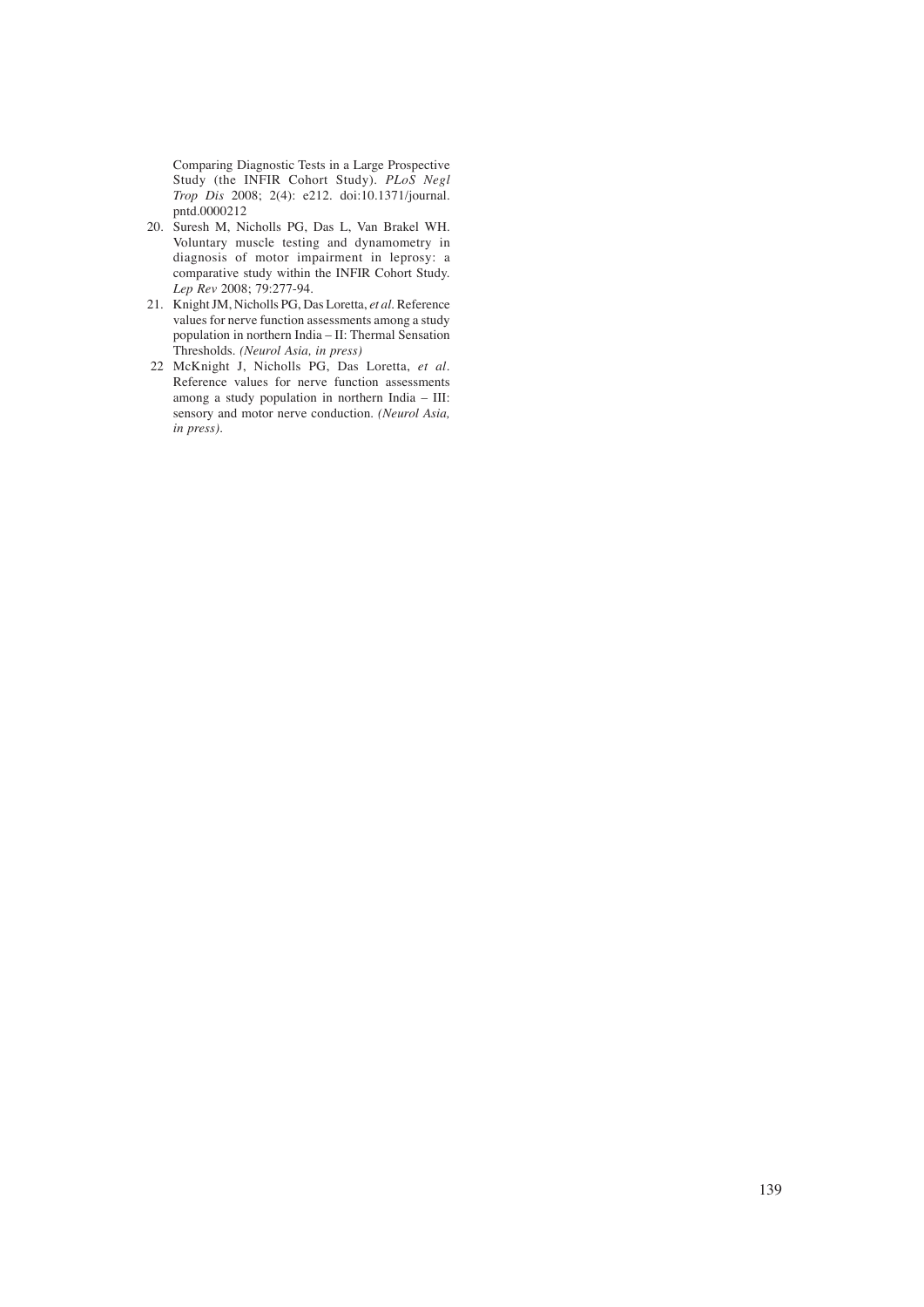Comparing Diagnostic Tests in a Large Prospective Study (the INFIR Cohort Study). *PLoS Negl Trop Dis* 2008; 2(4): e212. doi:10.1371/journal.pntd.0000212

20. Suresh M, Nicholls PG, Das L, Van Brakel WH. Voluntary muscle testing and dynamometry in diagnosis of motor impairment in leprosy: a comparative study within the INFIR Cohort Study. *Lep Rev* 2008; 79:277-94.
21. Knight JM, Nicholls PG, Das Loretta, *et al*. Reference values for nerve function assessments among a study population in northern India – II: Thermal Sensation Thresholds. *(Neurol Asia, in press)*
22 McKnight J, Nicholls PG, Das Loretta, *et al*. Reference values for nerve function assessments among a study population in northern India – III: sensory and motor nerve conduction. *(Neurol Asia, in press)*.